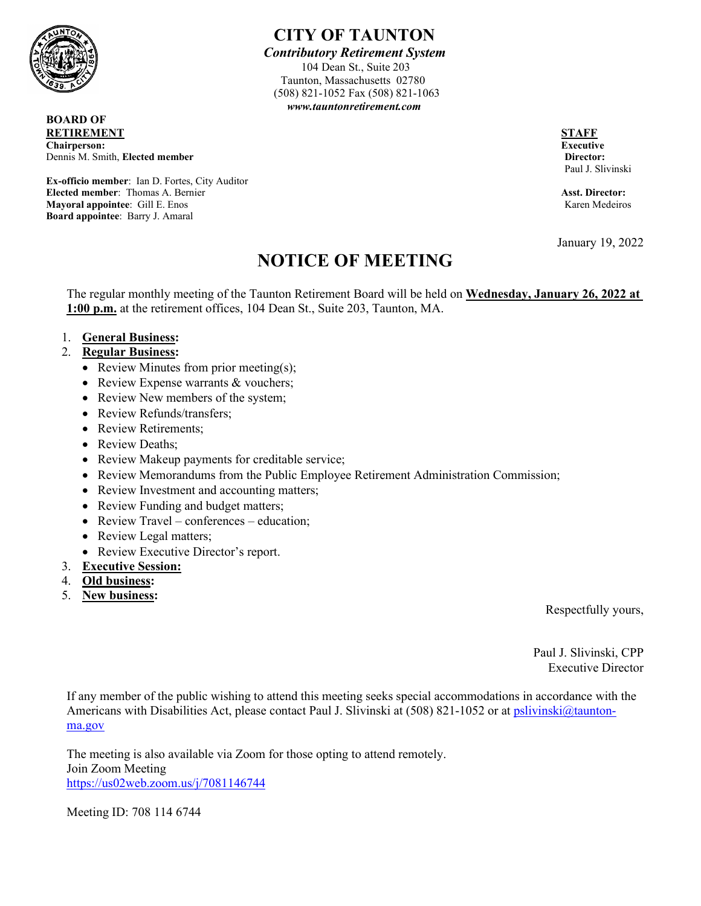# CITY OF TAUNTON

***Contributory Retirement System***

104 Dean St., Suite 203
Taunton, Massachusetts 02780
(508) 821-1052 Fax (508) 821-1063
***www.tauntonretirement.com***

**BOARD OF RETIREMENT**

**Chairperson:**
Dennis M. Smith, **Elected member**

**Ex-officio member**: Ian D. Fortes, City Auditor
**Elected member**: Thomas A. Bernier
**Mayoral appointee**: Gill E. Enos
**Board appointee**: Barry J. Amaral

**STAFF**

**Executive Director:**
Paul J. Slivinski

**Asst. Director:**
Karen Medeiros

January 19, 2022

## NOTICE OF MEETING

The regular monthly meeting of the Taunton Retirement Board will be held on **Wednesday, January 26, 2022 at 1:00 p.m.** at the retirement offices, 104 Dean St., Suite 203, Taunton, MA.

1. **General Business:**
2. **Regular Business:**
   - Review Minutes from prior meeting(s);
   - Review Expense warrants & vouchers;
   - Review New members of the system;
   - Review Refunds/transfers;
   - Review Retirements;
   - Review Deaths;
   - Review Makeup payments for creditable service;
   - Review Memorandums from the Public Employee Retirement Administration Commission;
   - Review Investment and accounting matters;
   - Review Funding and budget matters;
   - Review Travel – conferences – education;
   - Review Legal matters;
   - Review Executive Director's report.
3. **Executive Session:**
4. **Old business:**
5. **New business:**

Respectfully yours,

Paul J. Slivinski, CPP
Executive Director

If any member of the public wishing to attend this meeting seeks special accommodations in accordance with the Americans with Disabilities Act, please contact Paul J. Slivinski at (508) 821-1052 or at pslivinski@taunton-ma.gov

The meeting is also available via Zoom for those opting to attend remotely.
Join Zoom Meeting
https://us02web.zoom.us/j/7081146744

Meeting ID: 708 114 6744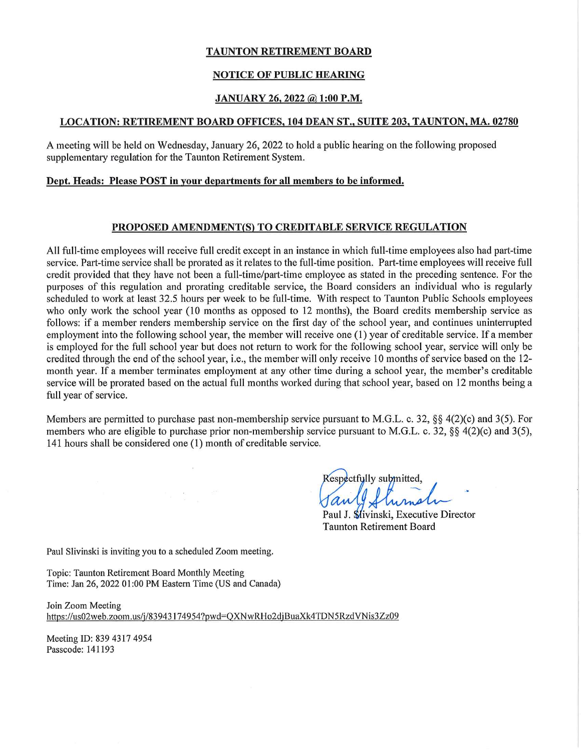**TAUNTON RETIREMENT BOARD**

**NOTICE OF PUBLIC HEARING**

**JANUARY 26, 2022 @ 1:00 P.M.**

**LOCATION: RETIREMENT BOARD OFFICES, 104 DEAN ST., SUITE 203, TAUNTON, MA. 02780**

A meeting will be held on Wednesday, January 26, 2022 to hold a public hearing on the following proposed supplementary regulation for the Taunton Retirement System.

**Dept. Heads: Please POST in your departments for all members to be informed.**

**PROPOSED AMENDMENT(S) TO CREDITABLE SERVICE REGULATION**

All full-time employees will receive full credit except in an instance in which full-time employees also had part-time service. Part-time service shall be prorated as it relates to the full-time position. Part-time employees will receive full credit provided that they have not been a full-time/part-time employee as stated in the preceding sentence. For the purposes of this regulation and prorating creditable service, the Board considers an individual who is regularly scheduled to work at least 32.5 hours per week to be full-time. With respect to Taunton Public Schools employees who only work the school year (10 months as opposed to 12 months), the Board credits membership service as follows: if a member renders membership service on the first day of the school year, and continues uninterrupted employment into the following school year, the member will receive one (1) year of creditable service. If a member is employed for the full school year but does not return to work for the following school year, service will only be credited through the end of the school year, i.e., the member will only receive 10 months of service based on the 12-month year. If a member terminates employment at any other time during a school year, the member's creditable service will be prorated based on the actual full months worked during that school year, based on 12 months being a full year of service.

Members are permitted to purchase past non-membership service pursuant to M.G.L. c. 32, §§ 4(2)(c) and 3(5). For members who are eligible to purchase prior non-membership service pursuant to M.G.L. c. 32, §§ 4(2)(c) and 3(5), 141 hours shall be considered one (1) month of creditable service.

Respectfully submitted,

Paul J. Slivinski, Executive Director
Taunton Retirement Board

Paul Slivinski is inviting you to a scheduled Zoom meeting.

Topic: Taunton Retirement Board Monthly Meeting
Time: Jan 26, 2022 01:00 PM Eastern Time (US and Canada)

Join Zoom Meeting
https://us02web.zoom.us/j/83943174954?pwd=QXNwRHo2djBuaXk4TDN5RzdVNis3Zz09

Meeting ID: 839 4317 4954
Passcode: 141193